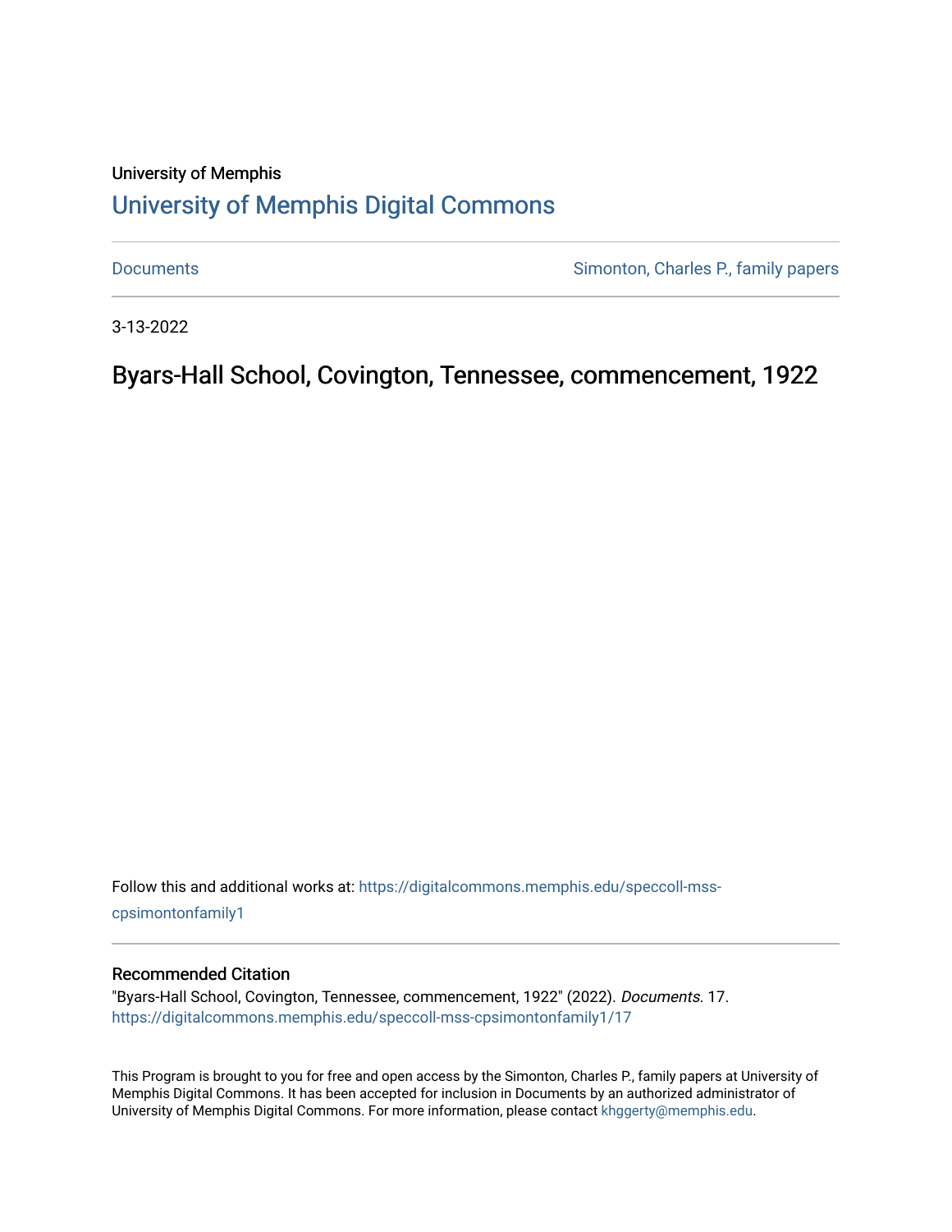University of Memphis

# University of Memphis Digital Commons

Documents | Simonton, Charles P., family papers

3-13-2022

## Byars-Hall School, Covington, Tennessee, commencement, 1922

Follow this and additional works at: https://digitalcommons.memphis.edu/speccoll-mss-cpsimontonfamily1

### Recommended Citation

"Byars-Hall School, Covington, Tennessee, commencement, 1922" (2022). *Documents*. 17.
https://digitalcommons.memphis.edu/speccoll-mss-cpsimontonfamily1/17

This Program is brought to you for free and open access by the Simonton, Charles P., family papers at University of Memphis Digital Commons. It has been accepted for inclusion in Documents by an authorized administrator of University of Memphis Digital Commons. For more information, please contact khggerty@memphis.edu.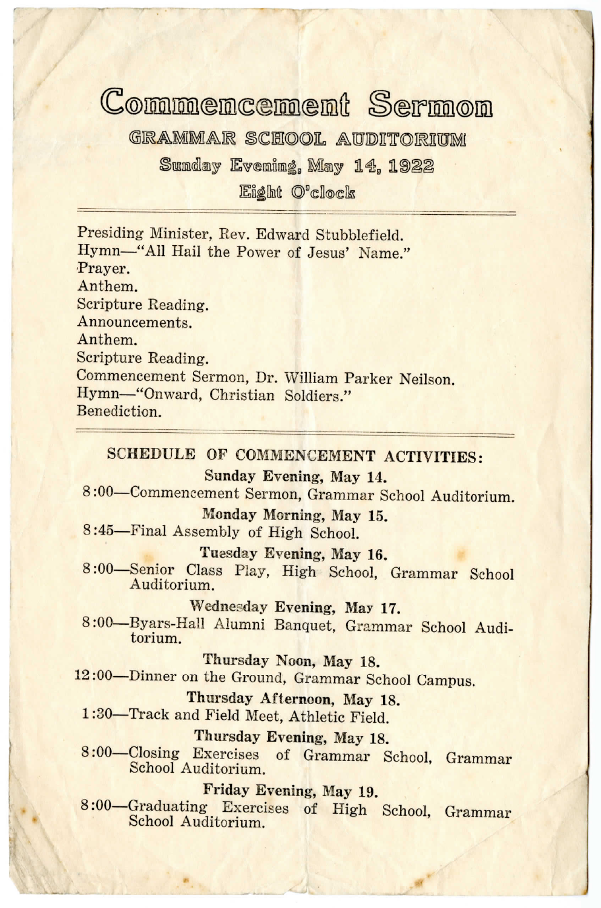# Commencement Sermon

## GRAMMAR SCHOOL AUDITORIUM

### Sunday Evening, May 14, 1922

### Eight O'clock

---

Presiding Minister, Rev. Edward Stubblefield.
Hymn—"All Hail the Power of Jesus' Name."
Prayer.
Anthem.
Scripture Reading.
Announcements.
Anthem.
Scripture Reading.
Commencement Sermon, Dr. William Parker Neilson.
Hymn—"Onward, Christian Soldiers."
Benediction.

---

## SCHEDULE OF COMMENCEMENT ACTIVITIES:

**Sunday Evening, May 14.**

8:00—Commencement Sermon, Grammar School Auditorium.

**Monday Morning, May 15.**

8:45—Final Assembly of High School.

**Tuesday Evening, May 16.**

8:00—Senior Class Play, High School, Grammar School Auditorium.

**Wednesday Evening, May 17.**

8:00—Byars-Hall Alumni Banquet, Grammar School Auditorium.

**Thursday Noon, May 18.**

12:00—Dinner on the Ground, Grammar School Campus.

**Thursday Afternoon, May 18.**

1:30—Track and Field Meet, Athletic Field.

**Thursday Evening, May 18.**

8:00—Closing Exercises of Grammar School, Grammar School Auditorium.

**Friday Evening, May 19.**

8:00—Graduating Exercises of High School, Grammar School Auditorium.